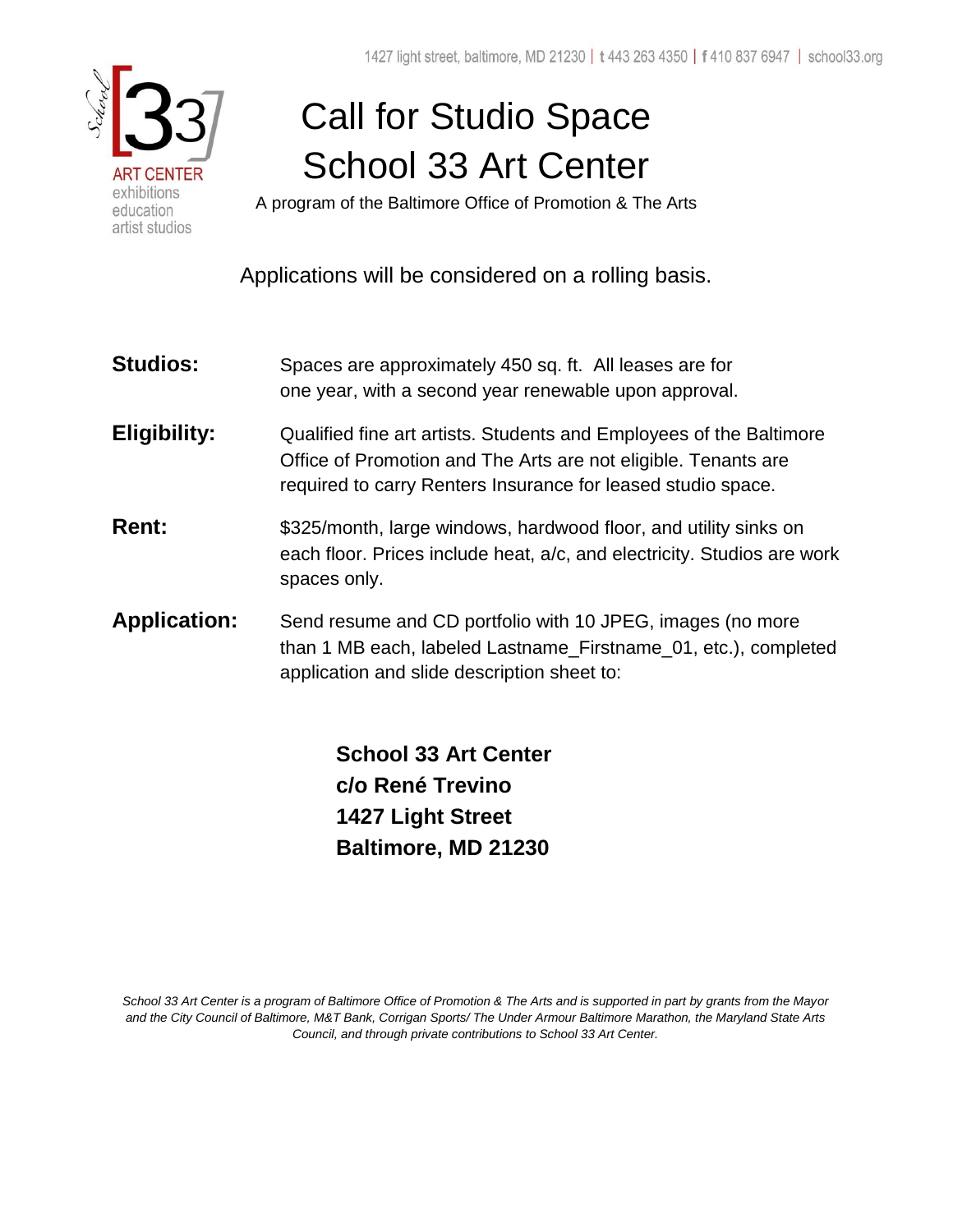1427 light street, baltimore, MD 21230 | t 443 263 4350 | f 410 837 6947 | school33.org

School 33 ART CENTER
exhibitions
education
artist studios

# Call for Studio Space
# School 33 Art Center

A program of the Baltimore Office of Promotion & The Arts

Applications will be considered on a rolling basis.

**Studios:** Spaces are approximately 450 sq. ft. All leases are for one year, with a second year renewable upon approval.

**Eligibility:** Qualified fine art artists. Students and Employees of the Baltimore Office of Promotion and The Arts are not eligible. Tenants are required to carry Renters Insurance for leased studio space.

**Rent:** $325/month, large windows, hardwood floor, and utility sinks on each floor. Prices include heat, a/c, and electricity. Studios are work spaces only.

**Application:** Send resume and CD portfolio with 10 JPEG, images (no more than 1 MB each, labeled Lastname_Firstname_01, etc.), completed application and slide description sheet to:

**School 33 Art Center**
**c/o René Trevino**
**1427 Light Street**
**Baltimore, MD 21230**

*School 33 Art Center is a program of Baltimore Office of Promotion & The Arts and is supported in part by grants from the Mayor and the City Council of Baltimore, M&T Bank, Corrigan Sports/ The Under Armour Baltimore Marathon, the Maryland State Arts Council, and through private contributions to School 33 Art Center.*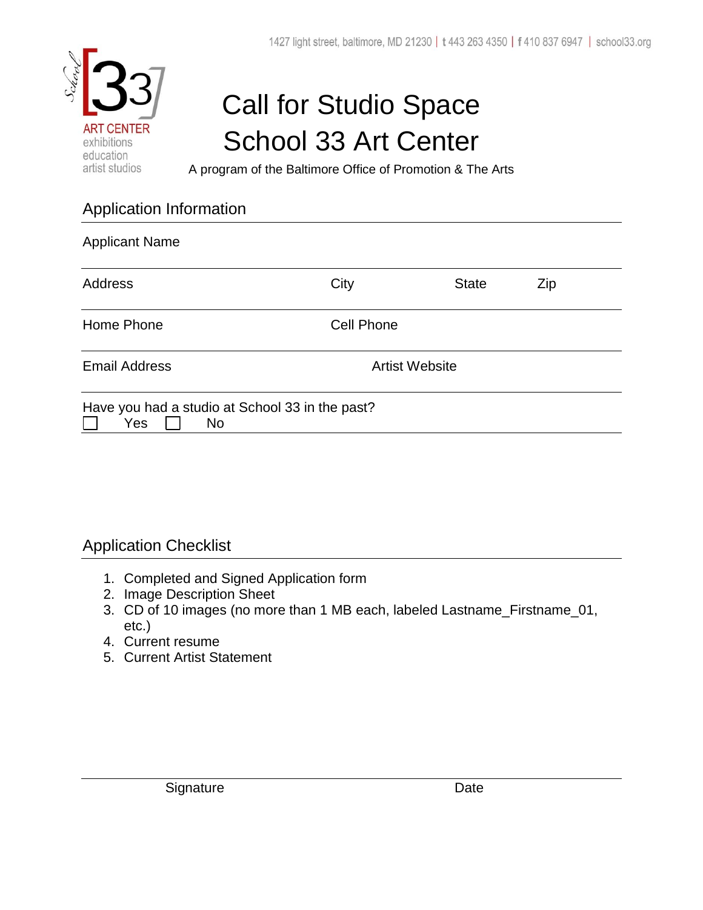1427 light street, baltimore, MD 21230 | t 443 263 4350 | f 410 837 6947 | school33.org

School 33 ART CENTER
exhibitions
education
artist studios

# Call for Studio Space
# School 33 Art Center

A program of the Baltimore Office of Promotion & The Arts

## Application Information

Applicant Name

| Address | City | State | Zip |
| --- | --- | --- | --- |

| Home Phone | Cell Phone |
| --- | --- |

| Email Address | Artist Website |
| --- | --- |

Have you had a studio at School 33 in the past?
☐ Yes ☐ No

## Application Checklist

1. Completed and Signed Application form
2. Image Description Sheet
3. CD of 10 images (no more than 1 MB each, labeled Lastname_Firstname_01, etc.)
4. Current resume
5. Current Artist Statement

| Signature | Date |
| --- | --- |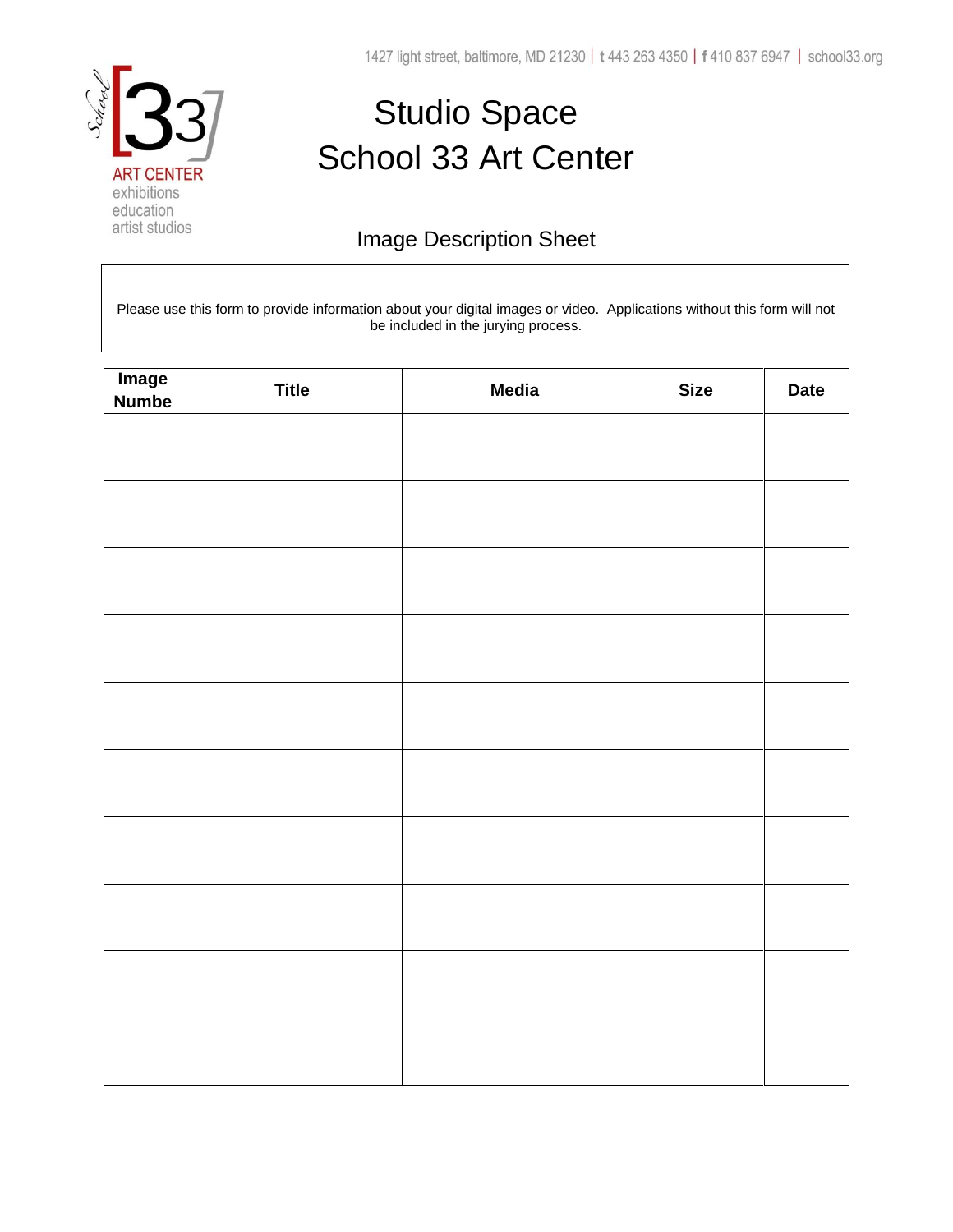1427 light street, baltimore, MD 21230 | t 443 263 4350 | f 410 837 6947 | school33.org

School 33 ART CENTER
exhibitions
education
artist studios

# Studio Space
# School 33 Art Center

## Image Description Sheet

Please use this form to provide information about your digital images or video. Applications without this form will not be included in the jurying process.

| Image Numbe | Title | Media | Size | Date |
|---|---|---|---|---|
| | | | | |
| | | | | |
| | | | | |
| | | | | |
| | | | | |
| | | | | |
| | | | | |
| | | | | |
| | | | | |
| | | | | |